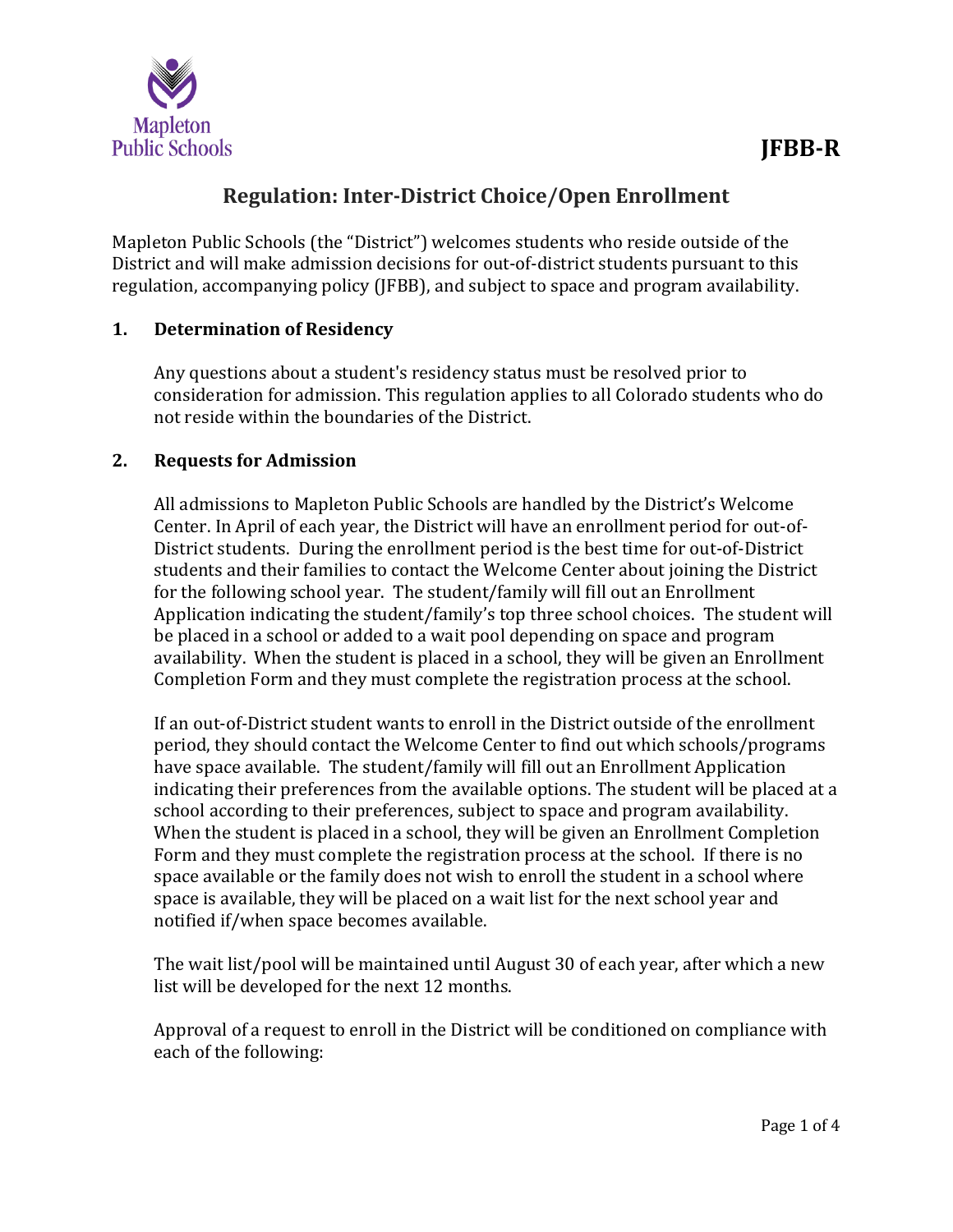JFBB-R

# Regulation: Inter-District Choice/Open Enrollment

Mapleton Public Schools (the "District") welcomes students who reside outside of the District and will make admission decisions for out-of-district students pursuant to this regulation, accompanying policy (JFBB), and subject to space and program availability.

## 1. Determination of Residency

Any questions about a student's residency status must be resolved prior to consideration for admission. This regulation applies to all Colorado students who do not reside within the boundaries of the District.

## 2. Requests for Admission

All admissions to Mapleton Public Schools are handled by the District's Welcome Center. In April of each year, the District will have an enrollment period for out-of-District students. During the enrollment period is the best time for out-of-District students and their families to contact the Welcome Center about joining the District for the following school year. The student/family will fill out an Enrollment Application indicating the student/family's top three school choices. The student will be placed in a school or added to a wait pool depending on space and program availability. When the student is placed in a school, they will be given an Enrollment Completion Form and they must complete the registration process at the school.

If an out-of-District student wants to enroll in the District outside of the enrollment period, they should contact the Welcome Center to find out which schools/programs have space available. The student/family will fill out an Enrollment Application indicating their preferences from the available options. The student will be placed at a school according to their preferences, subject to space and program availability. When the student is placed in a school, they will be given an Enrollment Completion Form and they must complete the registration process at the school. If there is no space available or the family does not wish to enroll the student in a school where space is available, they will be placed on a wait list for the next school year and notified if/when space becomes available.

The wait list/pool will be maintained until August 30 of each year, after which a new list will be developed for the next 12 months.

Approval of a request to enroll in the District will be conditioned on compliance with each of the following: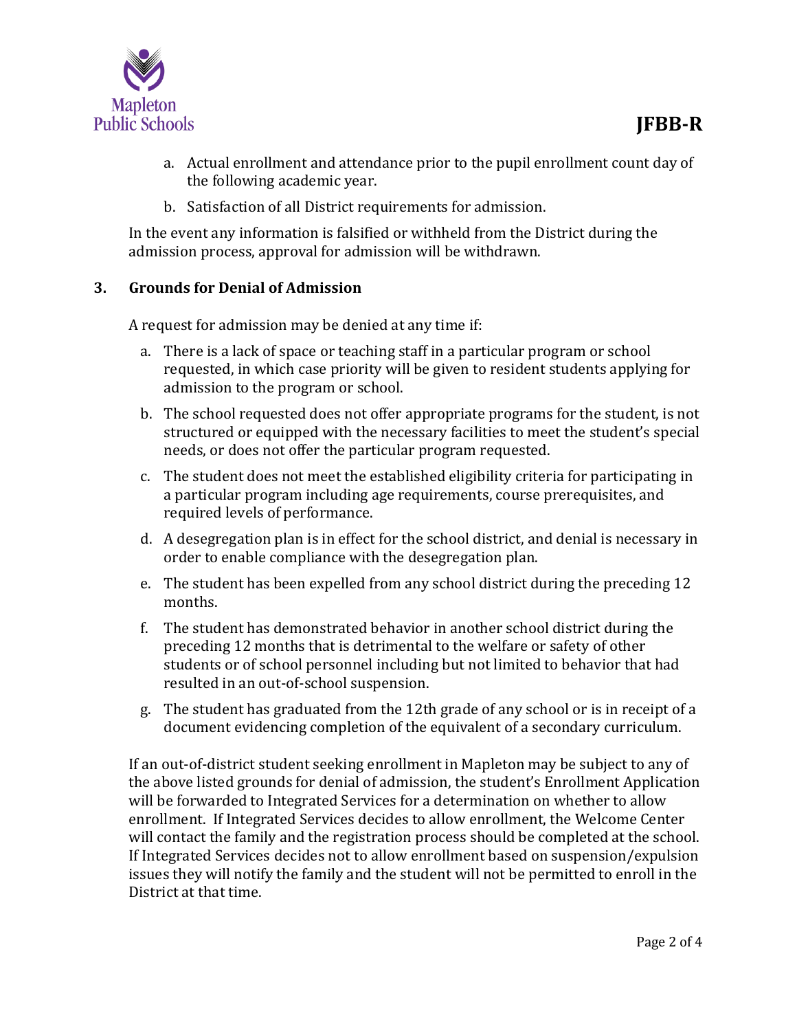a. Actual enrollment and attendance prior to the pupil enrollment count day of the following academic year.

b. Satisfaction of all District requirements for admission.

In the event any information is falsified or withheld from the District during the admission process, approval for admission will be withdrawn.

## 3. Grounds for Denial of Admission

A request for admission may be denied at any time if:

a. There is a lack of space or teaching staff in a particular program or school requested, in which case priority will be given to resident students applying for admission to the program or school.

b. The school requested does not offer appropriate programs for the student, is not structured or equipped with the necessary facilities to meet the student's special needs, or does not offer the particular program requested.

c. The student does not meet the established eligibility criteria for participating in a particular program including age requirements, course prerequisites, and required levels of performance.

d. A desegregation plan is in effect for the school district, and denial is necessary in order to enable compliance with the desegregation plan.

e. The student has been expelled from any school district during the preceding 12 months.

f. The student has demonstrated behavior in another school district during the preceding 12 months that is detrimental to the welfare or safety of other students or of school personnel including but not limited to behavior that had resulted in an out-of-school suspension.

g. The student has graduated from the 12th grade of any school or is in receipt of a document evidencing completion of the equivalent of a secondary curriculum.

If an out-of-district student seeking enrollment in Mapleton may be subject to any of the above listed grounds for denial of admission, the student's Enrollment Application will be forwarded to Integrated Services for a determination on whether to allow enrollment. If Integrated Services decides to allow enrollment, the Welcome Center will contact the family and the registration process should be completed at the school. If Integrated Services decides not to allow enrollment based on suspension/expulsion issues they will notify the family and the student will not be permitted to enroll in the District at that time.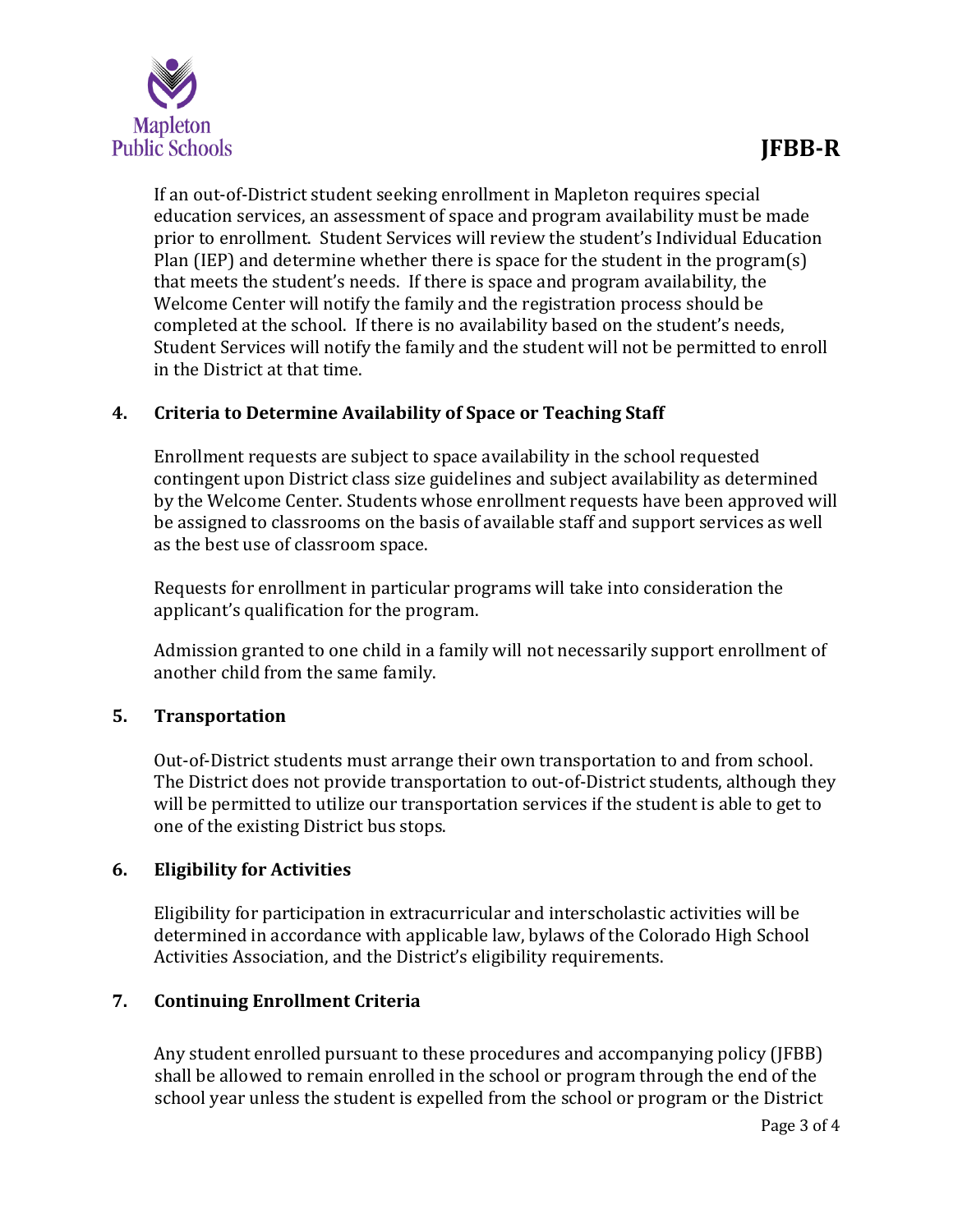If an out-of-District student seeking enrollment in Mapleton requires special education services, an assessment of space and program availability must be made prior to enrollment. Student Services will review the student's Individual Education Plan (IEP) and determine whether there is space for the student in the program(s) that meets the student's needs. If there is space and program availability, the Welcome Center will notify the family and the registration process should be completed at the school. If there is no availability based on the student's needs, Student Services will notify the family and the student will not be permitted to enroll in the District at that time.

## 4. Criteria to Determine Availability of Space or Teaching Staff

Enrollment requests are subject to space availability in the school requested contingent upon District class size guidelines and subject availability as determined by the Welcome Center. Students whose enrollment requests have been approved will be assigned to classrooms on the basis of available staff and support services as well as the best use of classroom space.

Requests for enrollment in particular programs will take into consideration the applicant's qualification for the program.

Admission granted to one child in a family will not necessarily support enrollment of another child from the same family.

## 5. Transportation

Out-of-District students must arrange their own transportation to and from school. The District does not provide transportation to out-of-District students, although they will be permitted to utilize our transportation services if the student is able to get to one of the existing District bus stops.

## 6. Eligibility for Activities

Eligibility for participation in extracurricular and interscholastic activities will be determined in accordance with applicable law, bylaws of the Colorado High School Activities Association, and the District's eligibility requirements.

## 7. Continuing Enrollment Criteria

Any student enrolled pursuant to these procedures and accompanying policy (JFBB) shall be allowed to remain enrolled in the school or program through the end of the school year unless the student is expelled from the school or program or the District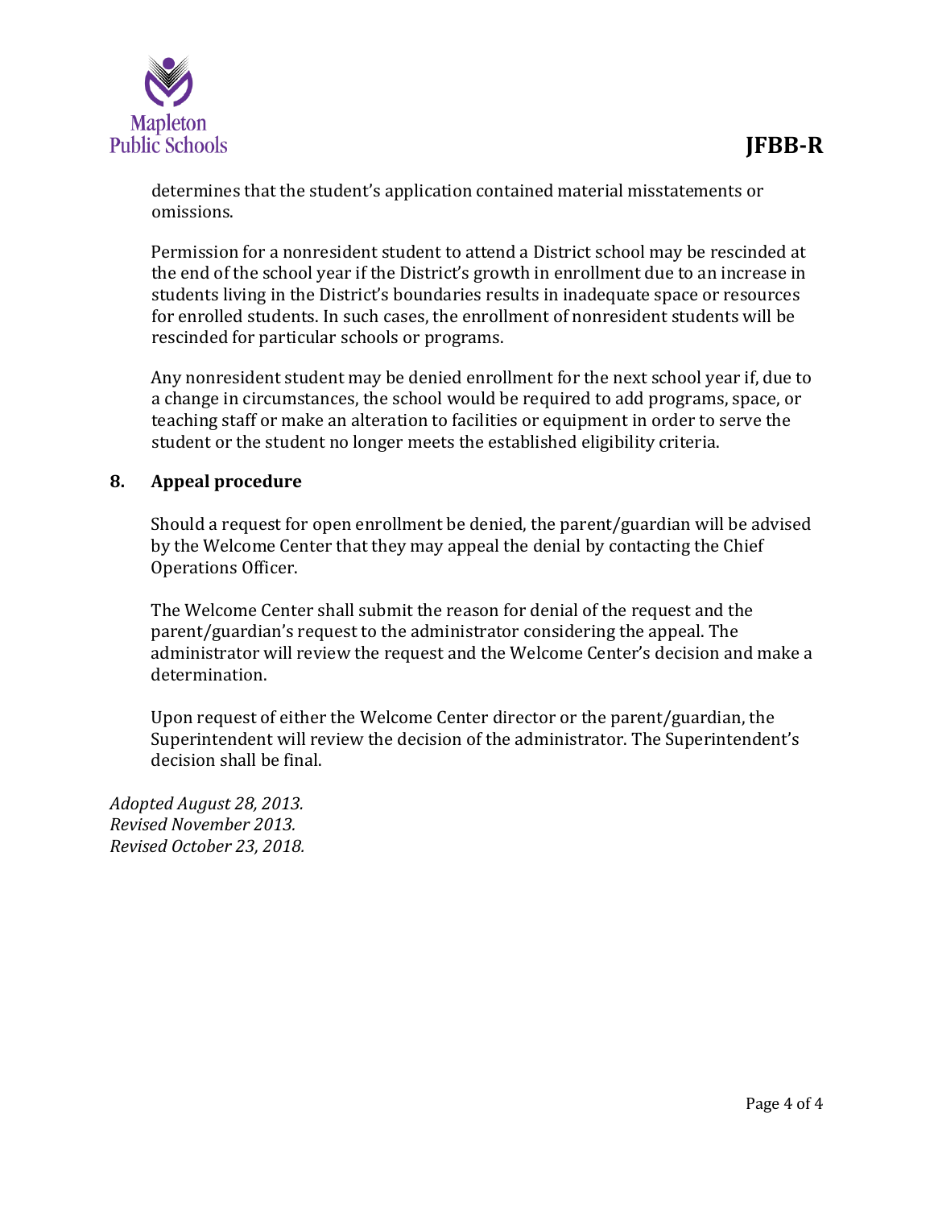determines that the student's application contained material misstatements or omissions.

Permission for a nonresident student to attend a District school may be rescinded at the end of the school year if the District's growth in enrollment due to an increase in students living in the District's boundaries results in inadequate space or resources for enrolled students. In such cases, the enrollment of nonresident students will be rescinded for particular schools or programs.

Any nonresident student may be denied enrollment for the next school year if, due to a change in circumstances, the school would be required to add programs, space, or teaching staff or make an alteration to facilities or equipment in order to serve the student or the student no longer meets the established eligibility criteria.

**8. Appeal procedure**

Should a request for open enrollment be denied, the parent/guardian will be advised by the Welcome Center that they may appeal the denial by contacting the Chief Operations Officer.

The Welcome Center shall submit the reason for denial of the request and the parent/guardian's request to the administrator considering the appeal. The administrator will review the request and the Welcome Center's decision and make a determination.

Upon request of either the Welcome Center director or the parent/guardian, the Superintendent will review the decision of the administrator. The Superintendent's decision shall be final.

*Adopted August 28, 2013.*
*Revised November 2013.*
*Revised October 23, 2018.*